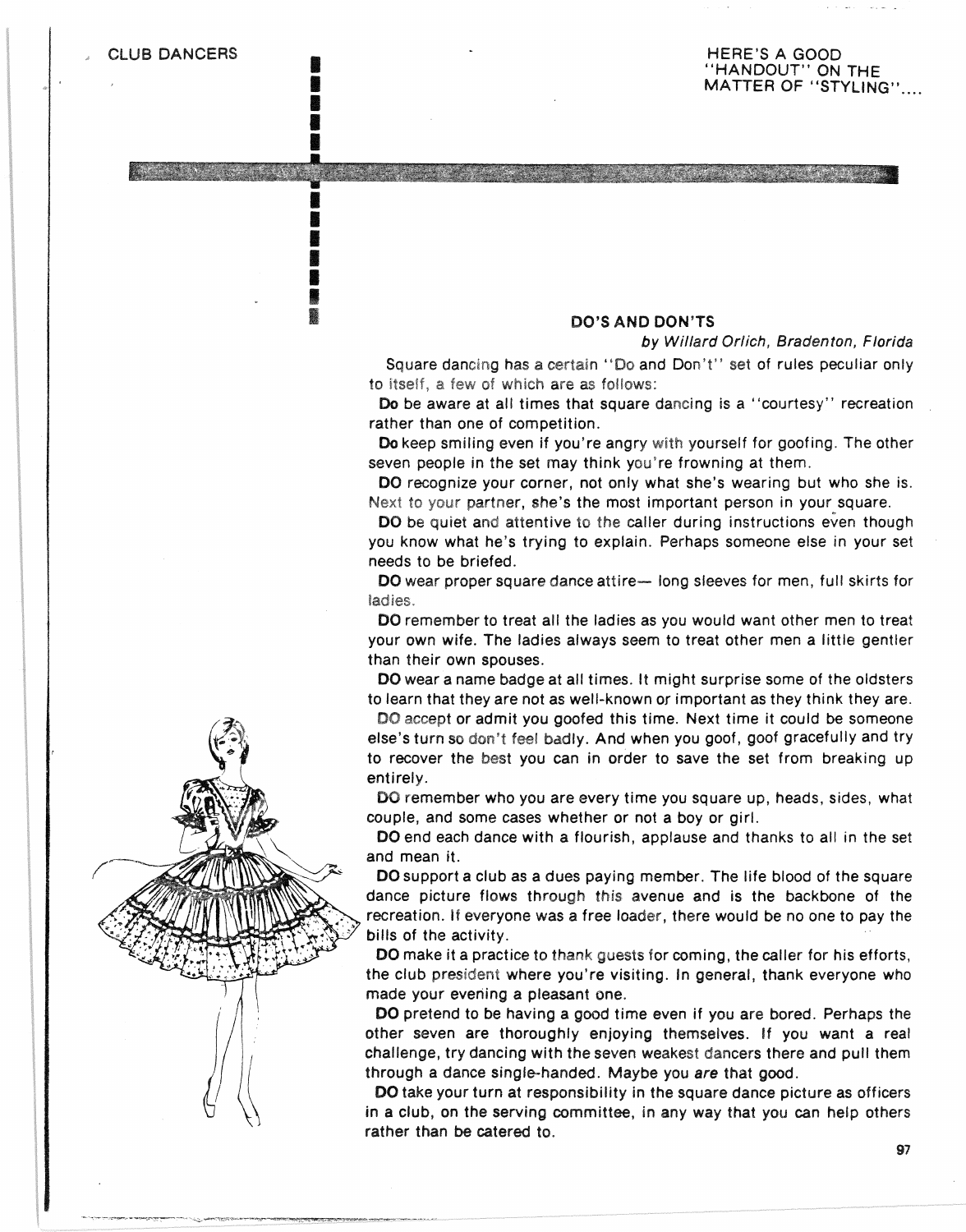CLUB DANCERS

HERE'S A GOOD "HANDOUT" ON THE MATTER OF "STYLING"....

## DO'S AND DON'TS

*by Willard Orlich, Bradenton, Florida*

Square dancing has a certain "Do and Don't" set of rules peculiar only to itself, a few of which are as follows:

**Do** be aware at all times that square dancing is a "courtesy" recreation rather than one of competition.

**Do** keep smiling even if you're angry with yourself for goofing. The other seven people in the set may think you're frowning at them.

**DO** recognize your corner, not only what she's wearing but who she is. Next to your partner, she's the most important person in your square.

**DO** be quiet and attentive to the caller during instructions even though you know what he's trying to explain. Perhaps someone else in your set needs to be briefed.

**DO** wear proper square dance attire— long sleeves for men, full skirts for ladies.

**DO** remember to treat all the ladies as you would want other men to treat your own wife. The ladies always seem to treat other men a little gentler than their own spouses.

**DO** wear a name badge at all times. It might surprise some of the oldsters to learn that they are not as well-known or important as they think they are.

**DO** accept or admit you goofed this time. Next time it could be someone else's turn so don't feel badly. And when you goof, goof gracefully and try to recover the best you can in order to save the set from breaking up entirely.

**DO** remember who you are every time you square up, heads, sides, what couple, and some cases whether or not a boy or girl.

**DO** end each dance with a flourish, applause and thanks to all in the set and mean it.

**DO** support a club as a dues paying member. The life blood of the square dance picture flows through this avenue and is the backbone of the recreation. If everyone was a free loader, there would be no one to pay the bills of the activity.

**DO** make it a practice to thank guests for coming, the caller for his efforts, the club president where you're visiting. In general, thank everyone who made your evening a pleasant one.

**DO** pretend to be having a good time even if you are bored. Perhaps the other seven are thoroughly enjoying themselves. If you want a real challenge, try dancing with the seven weakest dancers there and pull them through a dance single-handed. Maybe you *are* that good.

**DO** take your turn at responsibility in the square dance picture as officers in a club, on the serving committee, in any way that you can help others rather than be catered to.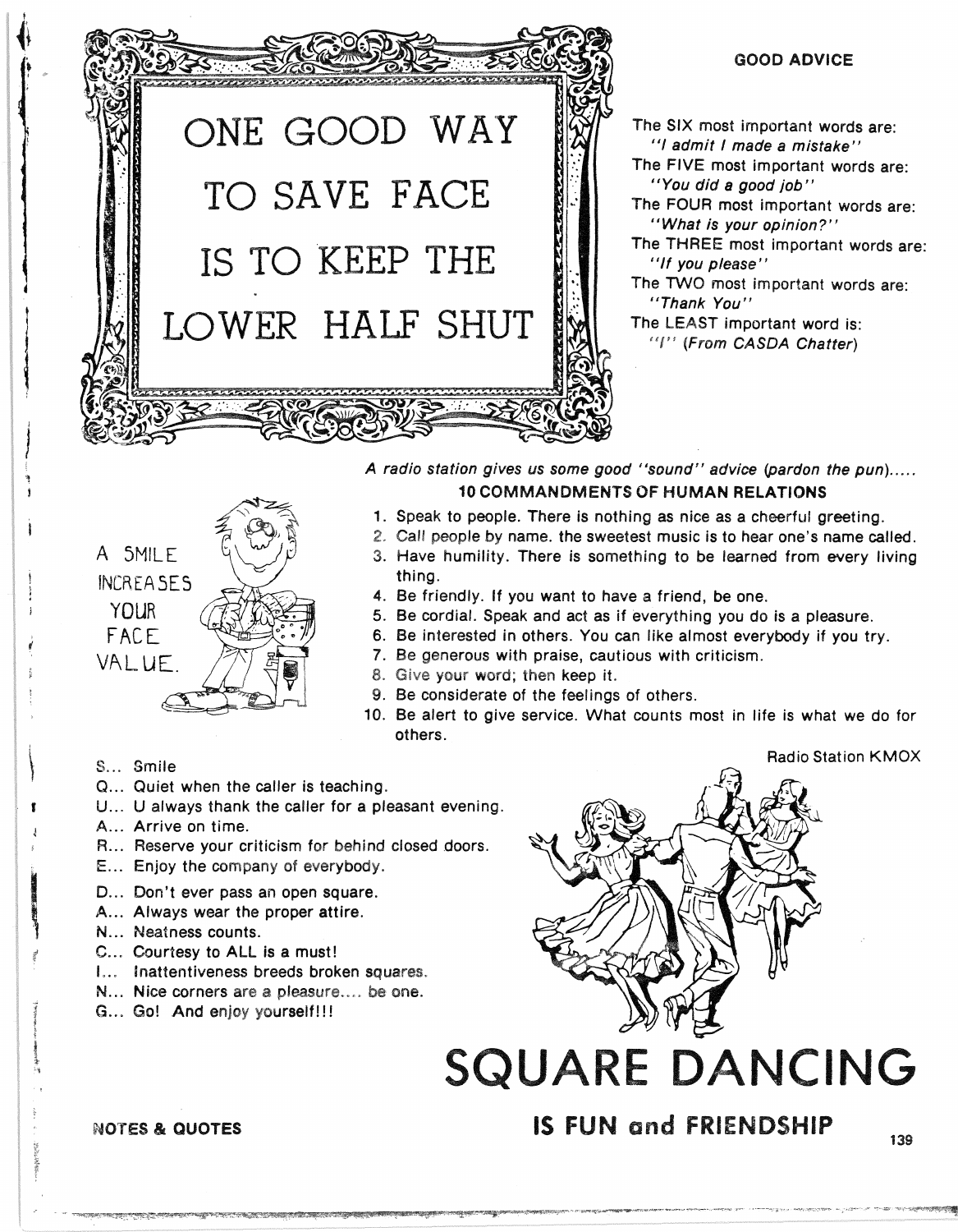ONE GOOD WAY TO SAVE FACE IS TO KEEP THE LOWER HALF SHUT

## GOOD ADVICE

The SIX most important words are:
*"I admit I made a mistake"*
The FIVE most important words are:
*"You did a good job"*
The FOUR most important words are:
*"What is your opinion?"*
The THREE most important words are:
*"If you please"*
The TWO most important words are:
*"Thank You"*
The LEAST important word is:
*"I"* (*From CASDA Chatter*)

A SMILE INCREASES YOUR FACE VALUE.

*A radio station gives us some good "sound" advice (pardon the pun).....*

### 10 COMMANDMENTS OF HUMAN RELATIONS

1. Speak to people. There is nothing as nice as a cheerful greeting.
2. Call people by name. the sweetest music is to hear one's name called.
3. Have humility. There is something to be learned from every living thing.
4. Be friendly. If you want to have a friend, be one.
5. Be cordial. Speak and act as if everything you do is a pleasure.
6. Be interested in others. You can like almost everybody if you try.
7. Be generous with praise, cautious with criticism.
8. Give your word; then keep it.
9. Be considerate of the feelings of others.
10. Be alert to give service. What counts most in life is what we do for others.

Radio Station KMOX

S... Smile
Q... Quiet when the caller is teaching.
U... U always thank the caller for a pleasant evening.
A... Arrive on time.
R... Reserve your criticism for behind closed doors.
E... Enjoy the company of everybody.

D... Don't ever pass an open square.
A... Always wear the proper attire.
N... Neatness counts.
C... Courtesy to ALL is a must!
I... Inattentiveness breeds broken squares.
N... Nice corners are a pleasure.... be one.
G... Go! And enjoy yourself!!!

# SQUARE DANCING

## IS FUN and FRIENDSHIP

NOTES & QUOTES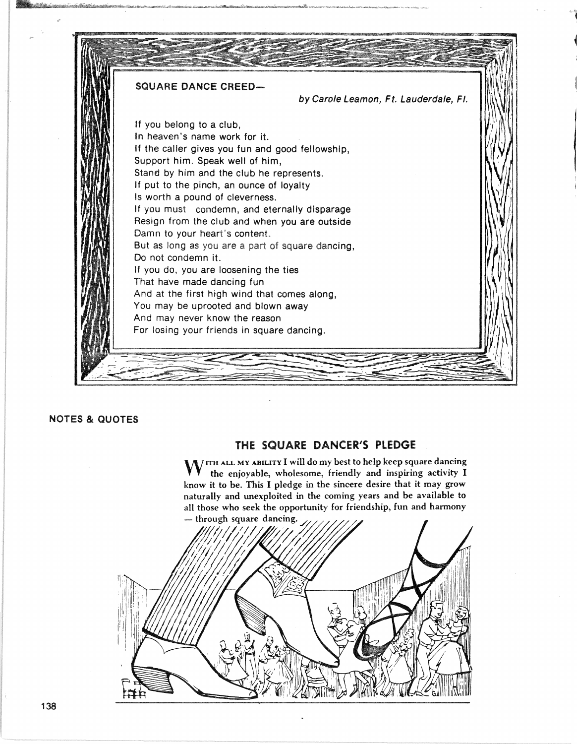## SQUARE DANCE CREED—

*by Carole Leamon, Ft. Lauderdale, Fl.*

If you belong to a club,  
In heaven's name work for it.  
If the caller gives you fun and good fellowship,  
Support him. Speak well of him,  
Stand by him and the club he represents.  
If put to the pinch, an ounce of loyalty  
Is worth a pound of cleverness.  
If you must condemn, and eternally disparage  
Resign from the club and when you are outside  
Damn to your heart's content.  
But as long as you are a part of square dancing,  
Do not condemn it.  
If you do, you are loosening the ties  
That have made dancing fun  
And at the first high wind that comes along,  
You may be uprooted and blown away  
And may never know the reason  
For losing your friends in square dancing.

## NOTES & QUOTES

### THE SQUARE DANCER'S PLEDGE

WITH ALL MY ABILITY I will do my best to help keep square dancing the enjoyable, wholesome, friendly and inspiring activity I know it to be. This I pledge in the sincere desire that it may grow naturally and unexploited in the coming years and be available to all those who seek the opportunity for friendship, fun and harmony — through square dancing.